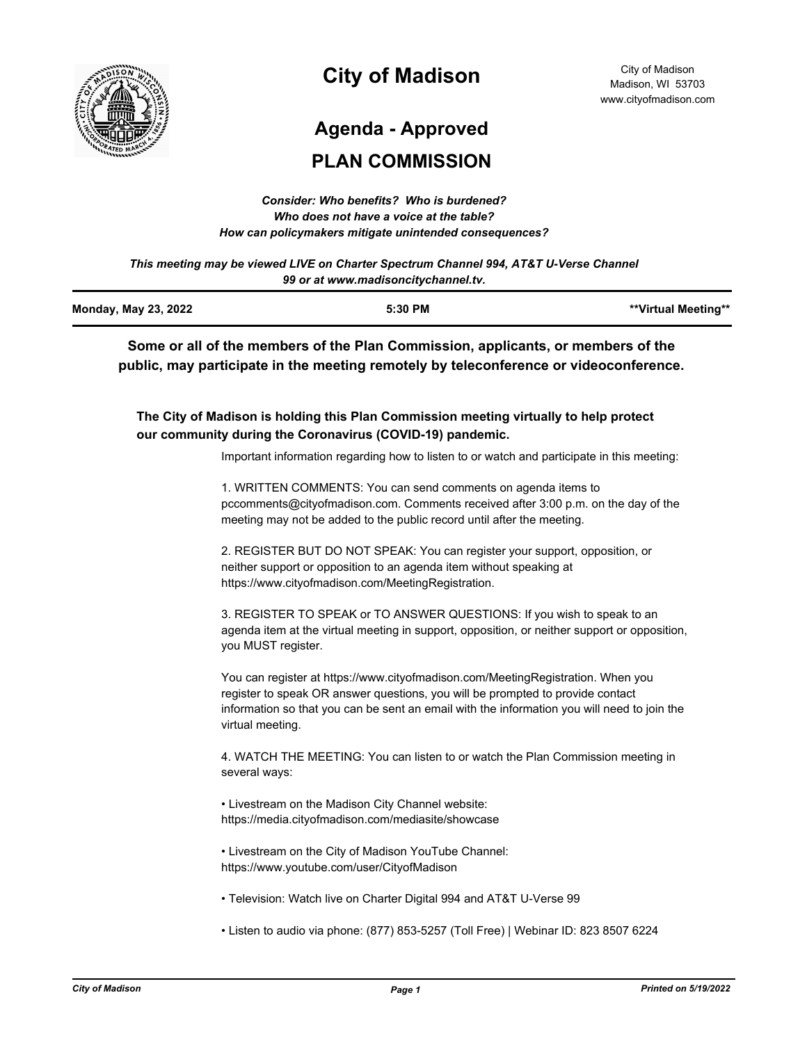# City of Madison

City of Madison
Madison, WI 53703
www.cityofmadison.com

## Agenda - Approved

## PLAN COMMISSION

*Consider: Who benefits? Who is burdened?*
*Who does not have a voice at the table?*
*How can policymakers mitigate unintended consequences?*

*This meeting may be viewed LIVE on Charter Spectrum Channel 994, AT&T U-Verse Channel 99 or at www.madisoncitychannel.tv.*

| **Monday, May 23, 2022** | **5:30 PM** | **\*\*Virtual Meeting\*\*** |
|---|---|---|

**Some or all of the members of the Plan Commission, applicants, or members of the public, may participate in the meeting remotely by teleconference or videoconference.**

**The City of Madison is holding this Plan Commission meeting virtually to help protect our community during the Coronavirus (COVID-19) pandemic.**

Important information regarding how to listen to or watch and participate in this meeting:

1. WRITTEN COMMENTS: You can send comments on agenda items to pccomments@cityofmadison.com. Comments received after 3:00 p.m. on the day of the meeting may not be added to the public record until after the meeting.

2. REGISTER BUT DO NOT SPEAK: You can register your support, opposition, or neither support or opposition to an agenda item without speaking at https://www.cityofmadison.com/MeetingRegistration.

3. REGISTER TO SPEAK or TO ANSWER QUESTIONS: If you wish to speak to an agenda item at the virtual meeting in support, opposition, or neither support or opposition, you MUST register.

You can register at https://www.cityofmadison.com/MeetingRegistration. When you register to speak OR answer questions, you will be prompted to provide contact information so that you can be sent an email with the information you will need to join the virtual meeting.

4. WATCH THE MEETING: You can listen to or watch the Plan Commission meeting in several ways:

• Livestream on the Madison City Channel website: https://media.cityofmadison.com/mediasite/showcase

• Livestream on the City of Madison YouTube Channel: https://www.youtube.com/user/CityofMadison

• Television: Watch live on Charter Digital 994 and AT&T U-Verse 99

• Listen to audio via phone: (877) 853-5257 (Toll Free) | Webinar ID: 823 8507 6224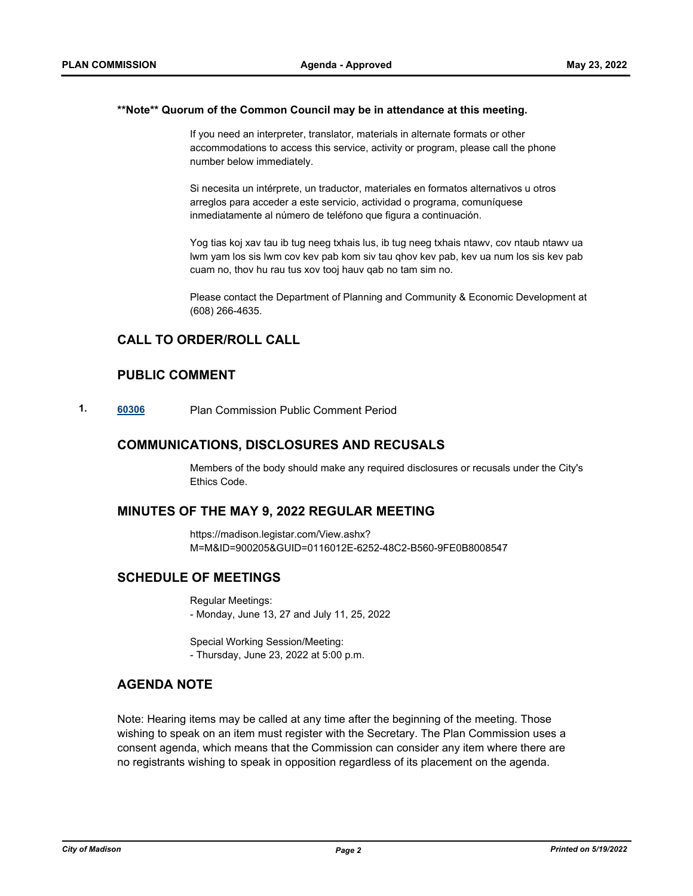**Note** Quorum of the Common Council may be in attendance at this meeting.

If you need an interpreter, translator, materials in alternate formats or other accommodations to access this service, activity or program, please call the phone number below immediately.

Si necesita un intérprete, un traductor, materiales en formatos alternativos u otros arreglos para acceder a este servicio, actividad o programa, comuníquese inmediatamente al número de teléfono que figura a continuación.

Yog tias koj xav tau ib tug neeg txhais lus, ib tug neeg txhais ntawv, cov ntaub ntawv ua lwm yam los sis lwm cov kev pab kom siv tau qhov kev pab, kev ua num los sis kev pab cuam no, thov hu rau tus xov tooj hauv qab no tam sim no.

Please contact the Department of Planning and Community & Economic Development at (608) 266-4635.

## CALL TO ORDER/ROLL CALL

## PUBLIC COMMENT

1. **60306** Plan Commission Public Comment Period

## COMMUNICATIONS, DISCLOSURES AND RECUSALS

Members of the body should make any required disclosures or recusals under the City's Ethics Code.

## MINUTES OF THE MAY 9, 2022 REGULAR MEETING

https://madison.legistar.com/View.ashx?M=M&ID=900205&GUID=0116012E-6252-48C2-B560-9FE0B8008547

## SCHEDULE OF MEETINGS

Regular Meetings:
- Monday, June 13, 27 and July 11, 25, 2022

Special Working Session/Meeting:
- Thursday, June 23, 2022 at 5:00 p.m.

## AGENDA NOTE

Note: Hearing items may be called at any time after the beginning of the meeting. Those wishing to speak on an item must register with the Secretary. The Plan Commission uses a consent agenda, which means that the Commission can consider any item where there are no registrants wishing to speak in opposition regardless of its placement on the agenda.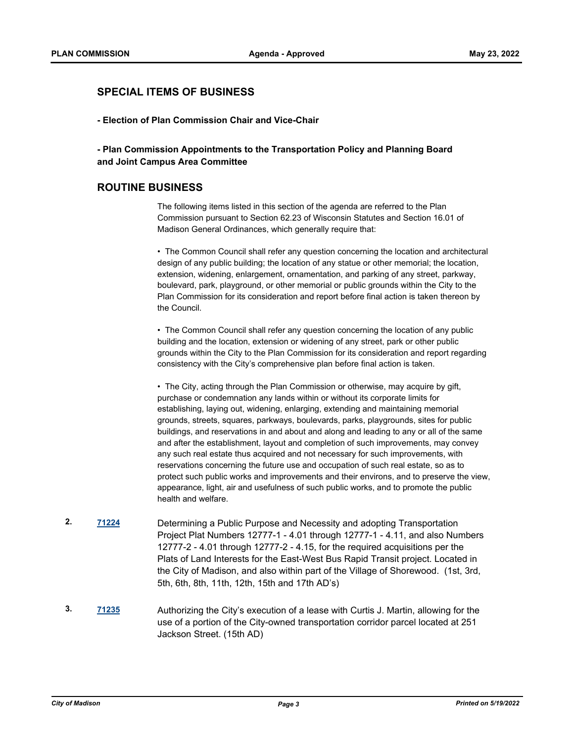## SPECIAL ITEMS OF BUSINESS

**- Election of Plan Commission Chair and Vice-Chair**

**- Plan Commission Appointments to the Transportation Policy and Planning Board and Joint Campus Area Committee**

## ROUTINE BUSINESS

The following items listed in this section of the agenda are referred to the Plan Commission pursuant to Section 62.23 of Wisconsin Statutes and Section 16.01 of Madison General Ordinances, which generally require that:

• The Common Council shall refer any question concerning the location and architectural design of any public building; the location of any statue or other memorial; the location, extension, widening, enlargement, ornamentation, and parking of any street, parkway, boulevard, park, playground, or other memorial or public grounds within the City to the Plan Commission for its consideration and report before final action is taken thereon by the Council.

• The Common Council shall refer any question concerning the location of any public building and the location, extension or widening of any street, park or other public grounds within the City to the Plan Commission for its consideration and report regarding consistency with the City's comprehensive plan before final action is taken.

• The City, acting through the Plan Commission or otherwise, may acquire by gift, purchase or condemnation any lands within or without its corporate limits for establishing, laying out, widening, enlarging, extending and maintaining memorial grounds, streets, squares, parkways, boulevards, parks, playgrounds, sites for public buildings, and reservations in and about and along and leading to any or all of the same and after the establishment, layout and completion of such improvements, may convey any such real estate thus acquired and not necessary for such improvements, with reservations concerning the future use and occupation of such real estate, so as to protect such public works and improvements and their environs, and to preserve the view, appearance, light, air and usefulness of such public works, and to promote the public health and welfare.

**2.** **71224** Determining a Public Purpose and Necessity and adopting Transportation Project Plat Numbers 12777-1 - 4.01 through 12777-1 - 4.11, and also Numbers 12777-2 - 4.01 through 12777-2 - 4.15, for the required acquisitions per the Plats of Land Interests for the East-West Bus Rapid Transit project. Located in the City of Madison, and also within part of the Village of Shorewood. (1st, 3rd, 5th, 6th, 8th, 11th, 12th, 15th and 17th AD's)

**3.** **71235** Authorizing the City's execution of a lease with Curtis J. Martin, allowing for the use of a portion of the City-owned transportation corridor parcel located at 251 Jackson Street. (15th AD)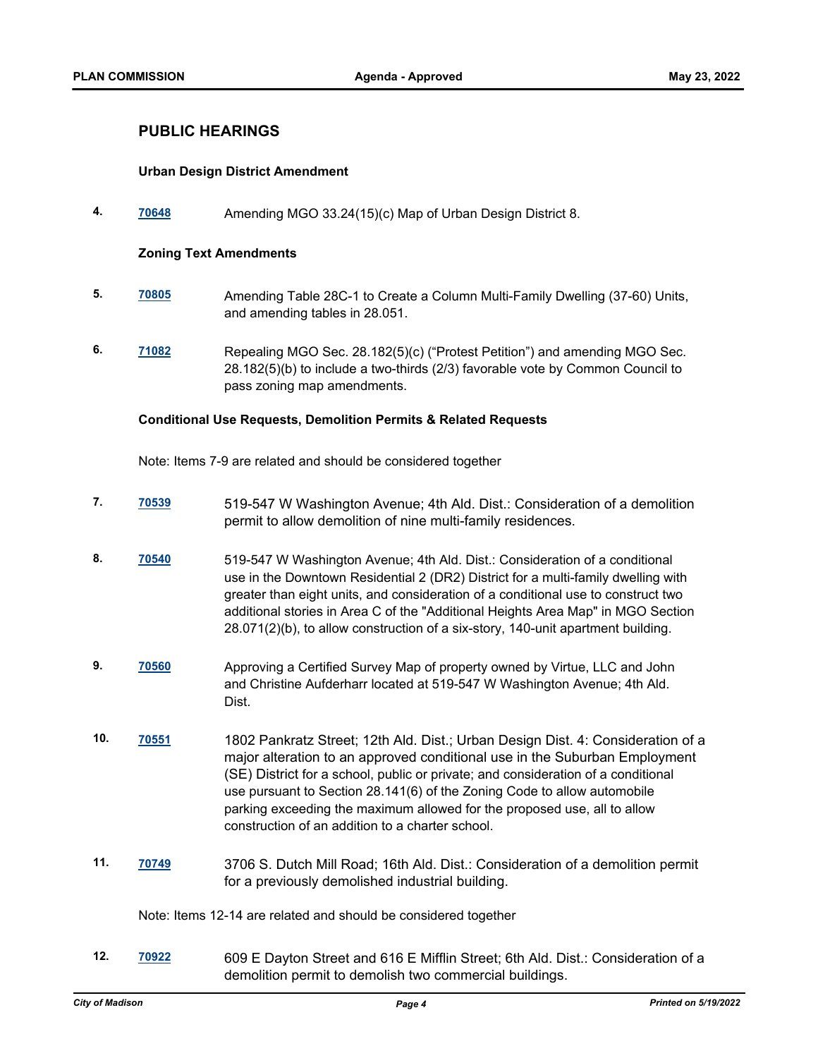## PUBLIC HEARINGS

### Urban Design District Amendment

**4.** **70648** Amending MGO 33.24(15)(c) Map of Urban Design District 8.

### Zoning Text Amendments

**5.** **70805** Amending Table 28C-1 to Create a Column Multi-Family Dwelling (37-60) Units, and amending tables in 28.051.

**6.** **71082** Repealing MGO Sec. 28.182(5)(c) ("Protest Petition") and amending MGO Sec. 28.182(5)(b) to include a two-thirds (2/3) favorable vote by Common Council to pass zoning map amendments.

### Conditional Use Requests, Demolition Permits & Related Requests

Note: Items 7-9 are related and should be considered together

**7.** **70539** 519-547 W Washington Avenue; 4th Ald. Dist.: Consideration of a demolition permit to allow demolition of nine multi-family residences.

**8.** **70540** 519-547 W Washington Avenue; 4th Ald. Dist.: Consideration of a conditional use in the Downtown Residential 2 (DR2) District for a multi-family dwelling with greater than eight units, and consideration of a conditional use to construct two additional stories in Area C of the "Additional Heights Area Map" in MGO Section 28.071(2)(b), to allow construction of a six-story, 140-unit apartment building.

**9.** **70560** Approving a Certified Survey Map of property owned by Virtue, LLC and John and Christine Aufderharr located at 519-547 W Washington Avenue; 4th Ald. Dist.

**10.** **70551** 1802 Pankratz Street; 12th Ald. Dist.; Urban Design Dist. 4: Consideration of a major alteration to an approved conditional use in the Suburban Employment (SE) District for a school, public or private; and consideration of a conditional use pursuant to Section 28.141(6) of the Zoning Code to allow automobile parking exceeding the maximum allowed for the proposed use, all to allow construction of an addition to a charter school.

**11.** **70749** 3706 S. Dutch Mill Road; 16th Ald. Dist.: Consideration of a demolition permit for a previously demolished industrial building.

Note: Items 12-14 are related and should be considered together

**12.** **70922** 609 E Dayton Street and 616 E Mifflin Street; 6th Ald. Dist.: Consideration of a demolition permit to demolish two commercial buildings.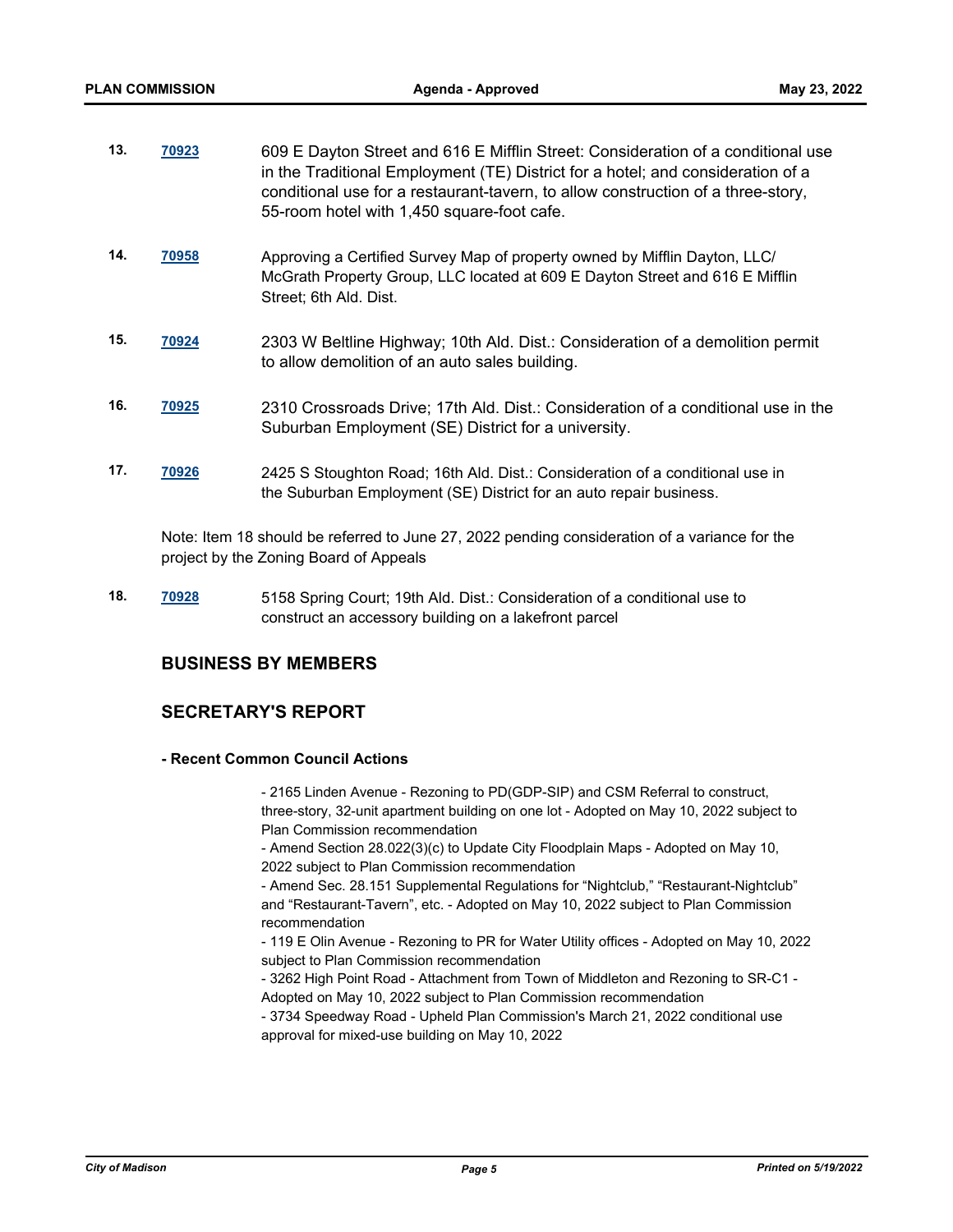13. **70923** 609 E Dayton Street and 616 E Mifflin Street: Consideration of a conditional use in the Traditional Employment (TE) District for a hotel; and consideration of a conditional use for a restaurant-tavern, to allow construction of a three-story, 55-room hotel with 1,450 square-foot cafe.

14. **70958** Approving a Certified Survey Map of property owned by Mifflin Dayton, LLC/ McGrath Property Group, LLC located at 609 E Dayton Street and 616 E Mifflin Street; 6th Ald. Dist.

15. **70924** 2303 W Beltline Highway; 10th Ald. Dist.: Consideration of a demolition permit to allow demolition of an auto sales building.

16. **70925** 2310 Crossroads Drive; 17th Ald. Dist.: Consideration of a conditional use in the Suburban Employment (SE) District for a university.

17. **70926** 2425 S Stoughton Road; 16th Ald. Dist.: Consideration of a conditional use in the Suburban Employment (SE) District for an auto repair business.

Note: Item 18 should be referred to June 27, 2022 pending consideration of a variance for the project by the Zoning Board of Appeals

18. **70928** 5158 Spring Court; 19th Ald. Dist.: Consideration of a conditional use to construct an accessory building on a lakefront parcel

## BUSINESS BY MEMBERS

## SECRETARY'S REPORT

**- Recent Common Council Actions**

- 2165 Linden Avenue - Rezoning to PD(GDP-SIP) and CSM Referral to construct, three-story, 32-unit apartment building on one lot - Adopted on May 10, 2022 subject to Plan Commission recommendation
- Amend Section 28.022(3)(c) to Update City Floodplain Maps - Adopted on May 10, 2022 subject to Plan Commission recommendation
- Amend Sec. 28.151 Supplemental Regulations for "Nightclub," "Restaurant-Nightclub" and "Restaurant-Tavern", etc. - Adopted on May 10, 2022 subject to Plan Commission recommendation
- 119 E Olin Avenue - Rezoning to PR for Water Utility offices - Adopted on May 10, 2022 subject to Plan Commission recommendation
- 3262 High Point Road - Attachment from Town of Middleton and Rezoning to SR-C1 - Adopted on May 10, 2022 subject to Plan Commission recommendation
- 3734 Speedway Road - Upheld Plan Commission's March 21, 2022 conditional use approval for mixed-use building on May 10, 2022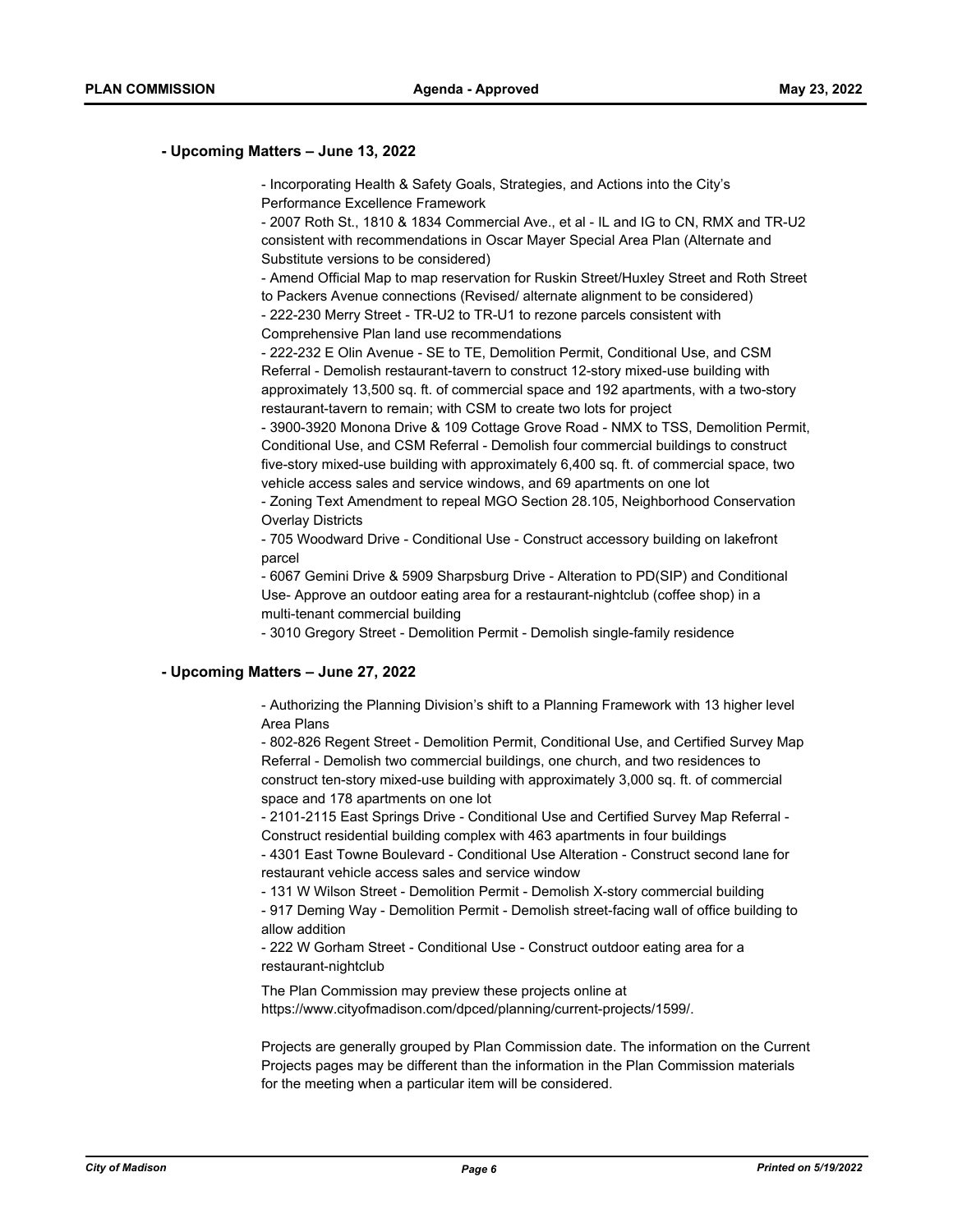### - Upcoming Matters – June 13, 2022

- Incorporating Health & Safety Goals, Strategies, and Actions into the City's Performance Excellence Framework
- 2007 Roth St., 1810 & 1834 Commercial Ave., et al - IL and IG to CN, RMX and TR-U2 consistent with recommendations in Oscar Mayer Special Area Plan (Alternate and Substitute versions to be considered)
- Amend Official Map to map reservation for Ruskin Street/Huxley Street and Roth Street to Packers Avenue connections (Revised/ alternate alignment to be considered)
- 222-230 Merry Street - TR-U2 to TR-U1 to rezone parcels consistent with Comprehensive Plan land use recommendations
- 222-232 E Olin Avenue - SE to TE, Demolition Permit, Conditional Use, and CSM Referral - Demolish restaurant-tavern to construct 12-story mixed-use building with approximately 13,500 sq. ft. of commercial space and 192 apartments, with a two-story restaurant-tavern to remain; with CSM to create two lots for project
- 3900-3920 Monona Drive & 109 Cottage Grove Road - NMX to TSS, Demolition Permit, Conditional Use, and CSM Referral - Demolish four commercial buildings to construct five-story mixed-use building with approximately 6,400 sq. ft. of commercial space, two vehicle access sales and service windows, and 69 apartments on one lot
- Zoning Text Amendment to repeal MGO Section 28.105, Neighborhood Conservation Overlay Districts
- 705 Woodward Drive - Conditional Use - Construct accessory building on lakefront parcel
- 6067 Gemini Drive & 5909 Sharpsburg Drive - Alteration to PD(SIP) and Conditional Use- Approve an outdoor eating area for a restaurant-nightclub (coffee shop) in a multi-tenant commercial building
- 3010 Gregory Street - Demolition Permit - Demolish single-family residence

### - Upcoming Matters – June 27, 2022

- Authorizing the Planning Division's shift to a Planning Framework with 13 higher level Area Plans
- 802-826 Regent Street - Demolition Permit, Conditional Use, and Certified Survey Map Referral - Demolish two commercial buildings, one church, and two residences to construct ten-story mixed-use building with approximately 3,000 sq. ft. of commercial space and 178 apartments on one lot
- 2101-2115 East Springs Drive - Conditional Use and Certified Survey Map Referral - Construct residential building complex with 463 apartments in four buildings
- 4301 East Towne Boulevard - Conditional Use Alteration - Construct second lane for restaurant vehicle access sales and service window
- 131 W Wilson Street - Demolition Permit - Demolish X-story commercial building
- 917 Deming Way - Demolition Permit - Demolish street-facing wall of office building to allow addition
- 222 W Gorham Street - Conditional Use - Construct outdoor eating area for a restaurant-nightclub

The Plan Commission may preview these projects online at https://www.cityofmadison.com/dpced/planning/current-projects/1599/.

Projects are generally grouped by Plan Commission date. The information on the Current Projects pages may be different than the information in the Plan Commission materials for the meeting when a particular item will be considered.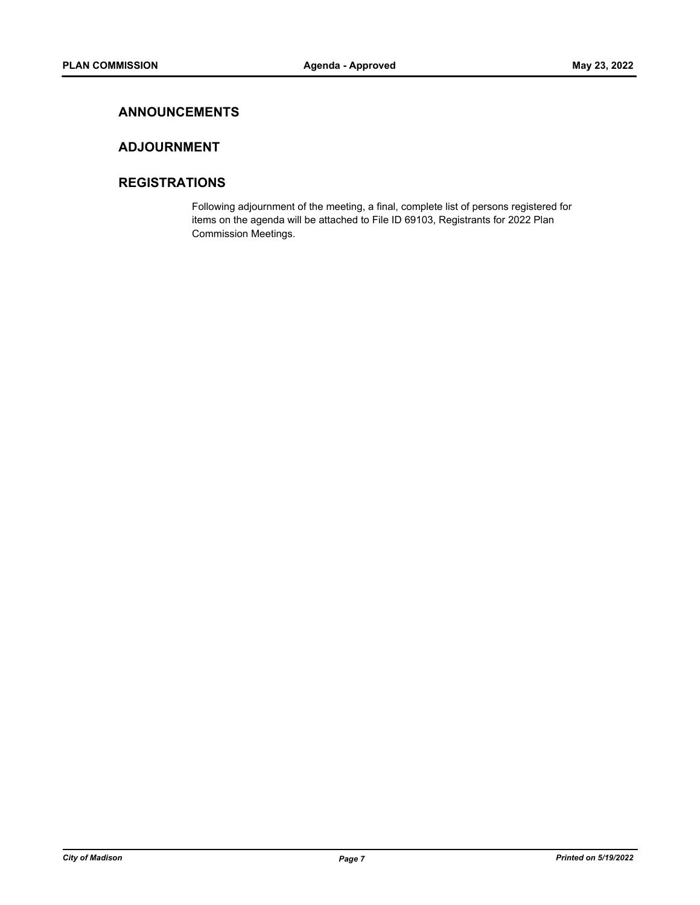## ANNOUNCEMENTS

## ADJOURNMENT

## REGISTRATIONS

Following adjournment of the meeting, a final, complete list of persons registered for items on the agenda will be attached to File ID 69103, Registrants for 2022 Plan Commission Meetings.